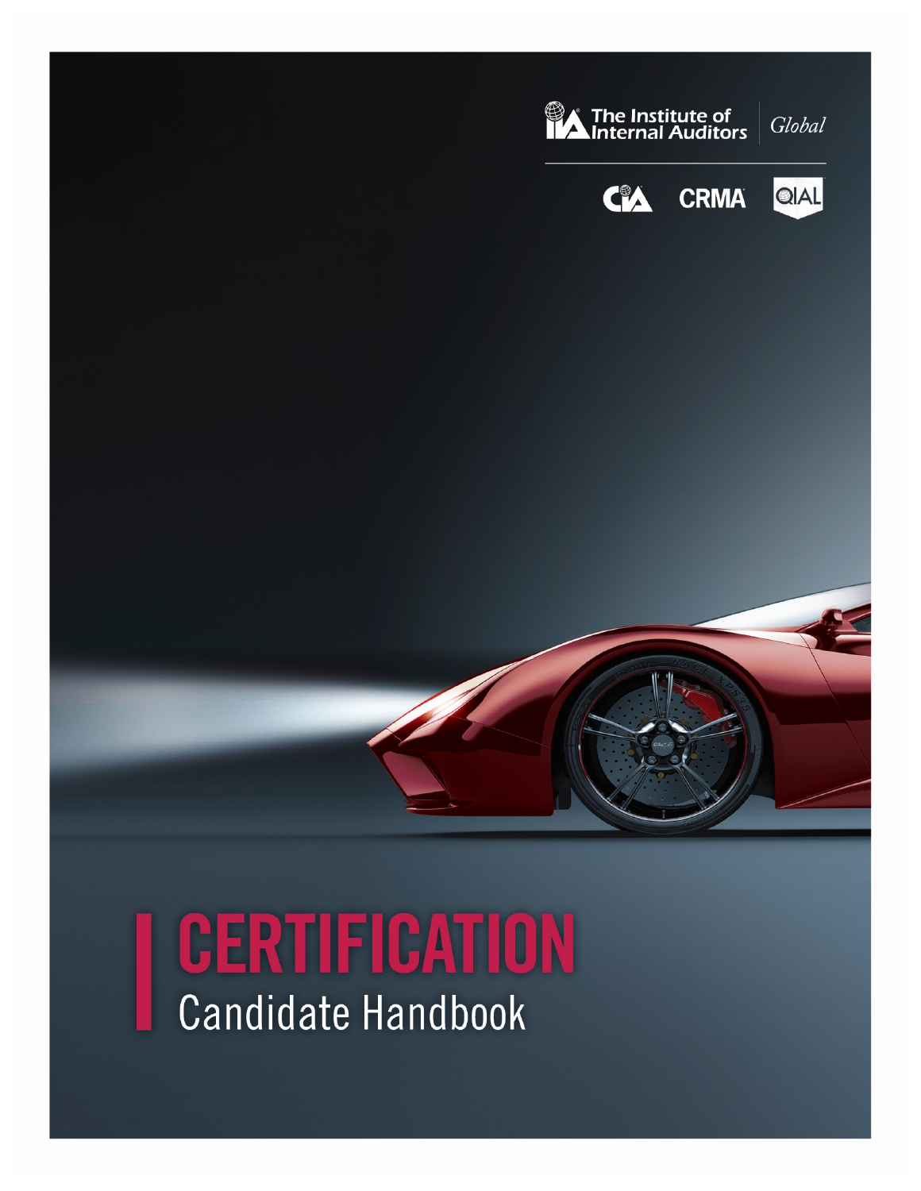The Institute of Internal Auditors | Global

CIA CRMA QIAL

# CERTIFICATION

## Candidate Handbook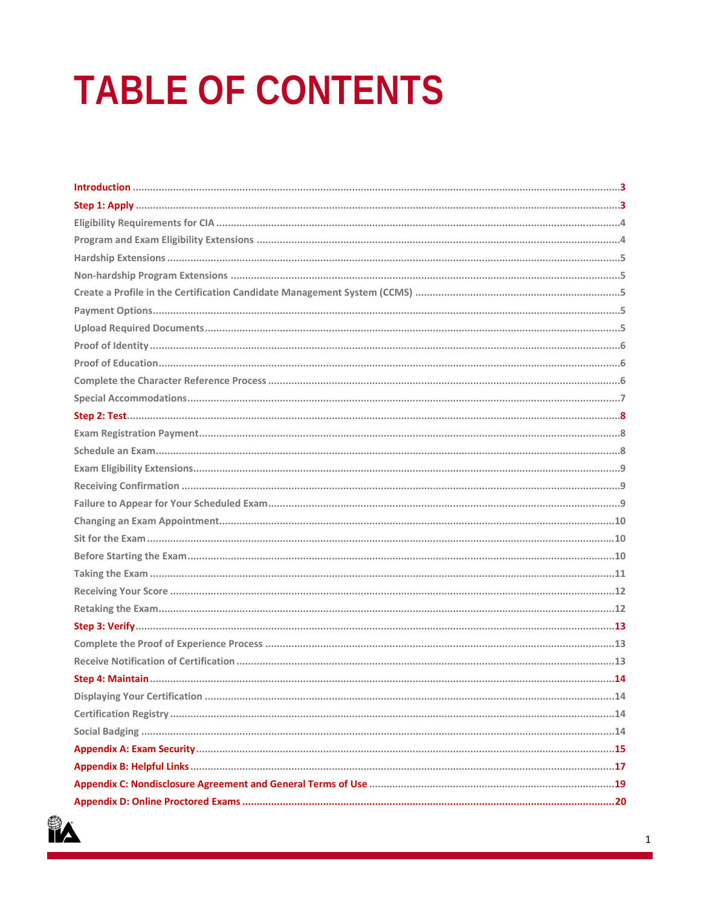# TABLE OF CONTENTS

**Introduction** ... 3

**Step 1: Apply** ... 3

Eligibility Requirements for CIA ... 4

Program and Exam Eligibility Extensions ... 4

Hardship Extensions ... 5

Non-hardship Program Extensions ... 5

Create a Profile in the Certification Candidate Management System (CCMS) ... 5

Payment Options ... 5

Upload Required Documents ... 5

Proof of Identity ... 6

Proof of Education ... 6

Complete the Character Reference Process ... 6

Special Accommodations ... 7

**Step 2: Test** ... 8

Exam Registration Payment ... 8

Schedule an Exam ... 8

Exam Eligibility Extensions ... 9

Receiving Confirmation ... 9

Failure to Appear for Your Scheduled Exam ... 9

Changing an Exam Appointment ... 10

Sit for the Exam ... 10

Before Starting the Exam ... 10

Taking the Exam ... 11

Receiving Your Score ... 12

Retaking the Exam ... 12

**Step 3: Verify** ... 13

Complete the Proof of Experience Process ... 13

Receive Notification of Certification ... 13

**Step 4: Maintain** ... 14

Displaying Your Certification ... 14

Certification Registry ... 14

Social Badging ... 14

**Appendix A: Exam Security** ... 15

**Appendix B: Helpful Links** ... 17

**Appendix C: Nondisclosure Agreement and General Terms of Use** ... 19

**Appendix D: Online Proctored Exams** ... 20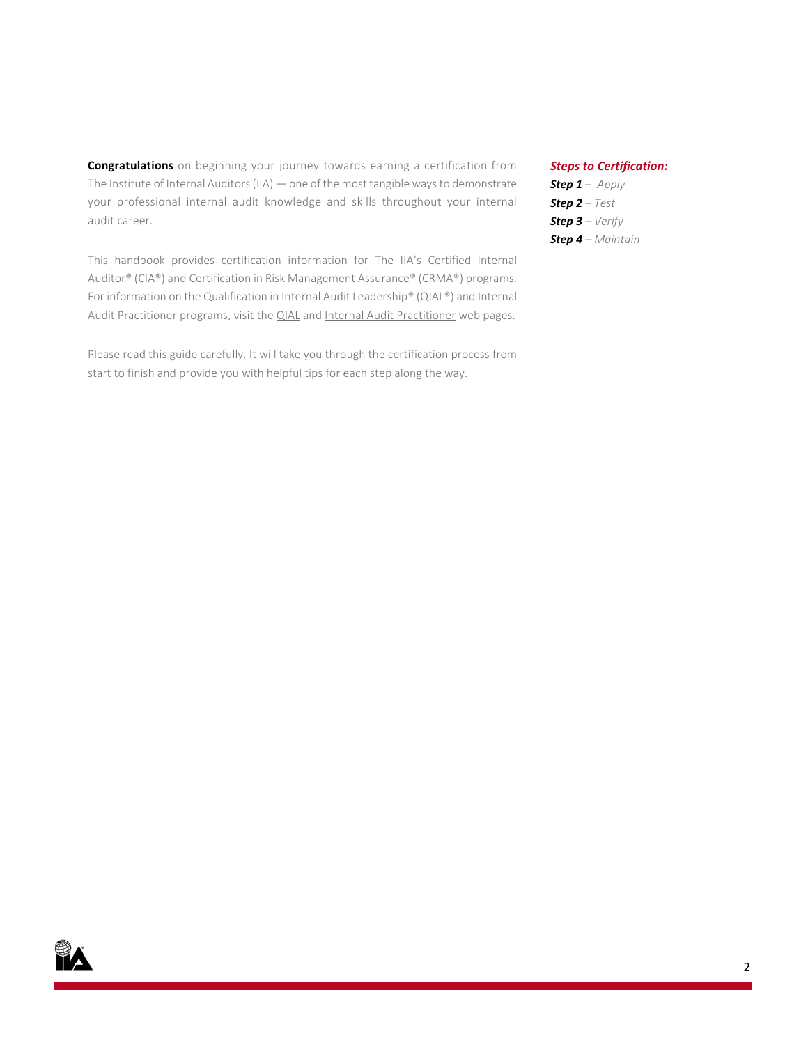**Congratulations** on beginning your journey towards earning a certification from The Institute of Internal Auditors (IIA) — one of the most tangible ways to demonstrate your professional internal audit knowledge and skills throughout your internal audit career.

This handbook provides certification information for The IIA's Certified Internal Auditor® (CIA®) and Certification in Risk Management Assurance® (CRMA®) programs. For information on the Qualification in Internal Audit Leadership® (QIAL®) and Internal Audit Practitioner programs, visit the QIAL and Internal Audit Practitioner web pages.

Please read this guide carefully. It will take you through the certification process from start to finish and provide you with helpful tips for each step along the way.

***Steps to Certification:***

***Step 1*** – *Apply*
***Step 2*** – *Test*
***Step 3*** – *Verify*
***Step 4*** – *Maintain*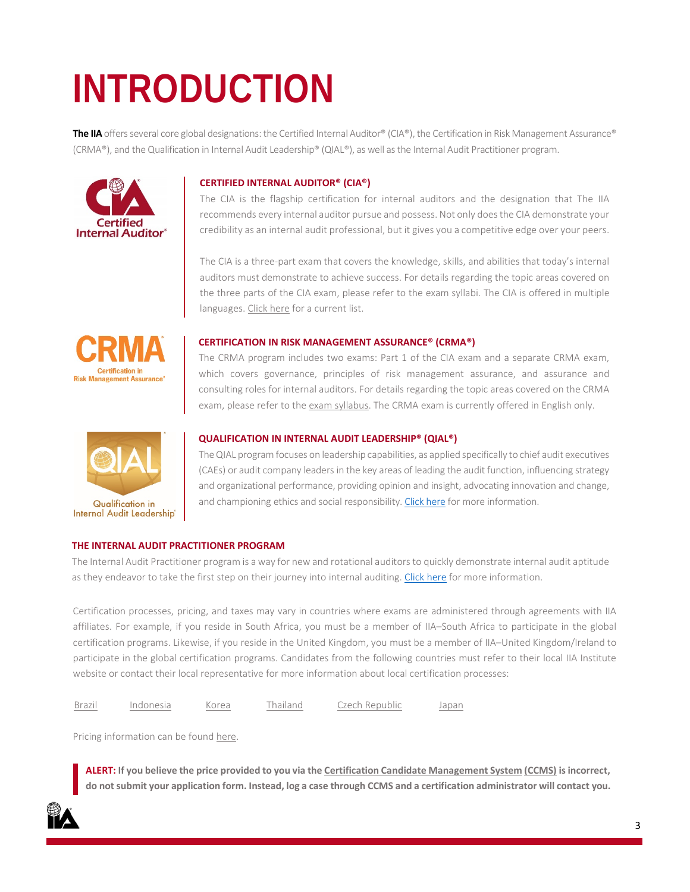# INTRODUCTION

**The IIA** offers several core global designations: the Certified Internal Auditor® (CIA®), the Certification in Risk Management Assurance® (CRMA®), and the Qualification in Internal Audit Leadership® (QIAL®), as well as the Internal Audit Practitioner program.

### CERTIFIED INTERNAL AUDITOR® (CIA®)

The CIA is the flagship certification for internal auditors and the designation that The IIA recommends every internal auditor pursue and possess. Not only does the CIA demonstrate your credibility as an internal audit professional, but it gives you a competitive edge over your peers.

The CIA is a three-part exam that covers the knowledge, skills, and abilities that today's internal auditors must demonstrate to achieve success. For details regarding the topic areas covered on the three parts of the CIA exam, please refer to the exam syllabi. The CIA is offered in multiple languages. Click here for a current list.

### CERTIFICATION IN RISK MANAGEMENT ASSURANCE® (CRMA®)

The CRMA program includes two exams: Part 1 of the CIA exam and a separate CRMA exam, which covers governance, principles of risk management assurance, and assurance and consulting roles for internal auditors. For details regarding the topic areas covered on the CRMA exam, please refer to the exam syllabus. The CRMA exam is currently offered in English only.

### QUALIFICATION IN INTERNAL AUDIT LEADERSHIP® (QIAL®)

The QIAL program focuses on leadership capabilities, as applied specifically to chief audit executives (CAEs) or audit company leaders in the key areas of leading the audit function, influencing strategy and organizational performance, providing opinion and insight, advocating innovation and change, and championing ethics and social responsibility. Click here for more information.

### THE INTERNAL AUDIT PRACTITIONER PROGRAM

The Internal Audit Practitioner program is a way for new and rotational auditors to quickly demonstrate internal audit aptitude as they endeavor to take the first step on their journey into internal auditing. Click here for more information.

Certification processes, pricing, and taxes may vary in countries where exams are administered through agreements with IIA affiliates. For example, if you reside in South Africa, you must be a member of IIA–South Africa to participate in the global certification programs. Likewise, if you reside in the United Kingdom, you must be a member of IIA–United Kingdom/Ireland to participate in the global certification programs. Candidates from the following countries must refer to their local IIA Institute website or contact their local representative for more information about local certification processes:

Brazil Indonesia Korea Thailand Czech Republic Japan

Pricing information can be found here.

**ALERT: If you believe the price provided to you via the Certification Candidate Management System (CCMS) is incorrect, do not submit your application form. Instead, log a case through CCMS and a certification administrator will contact you.**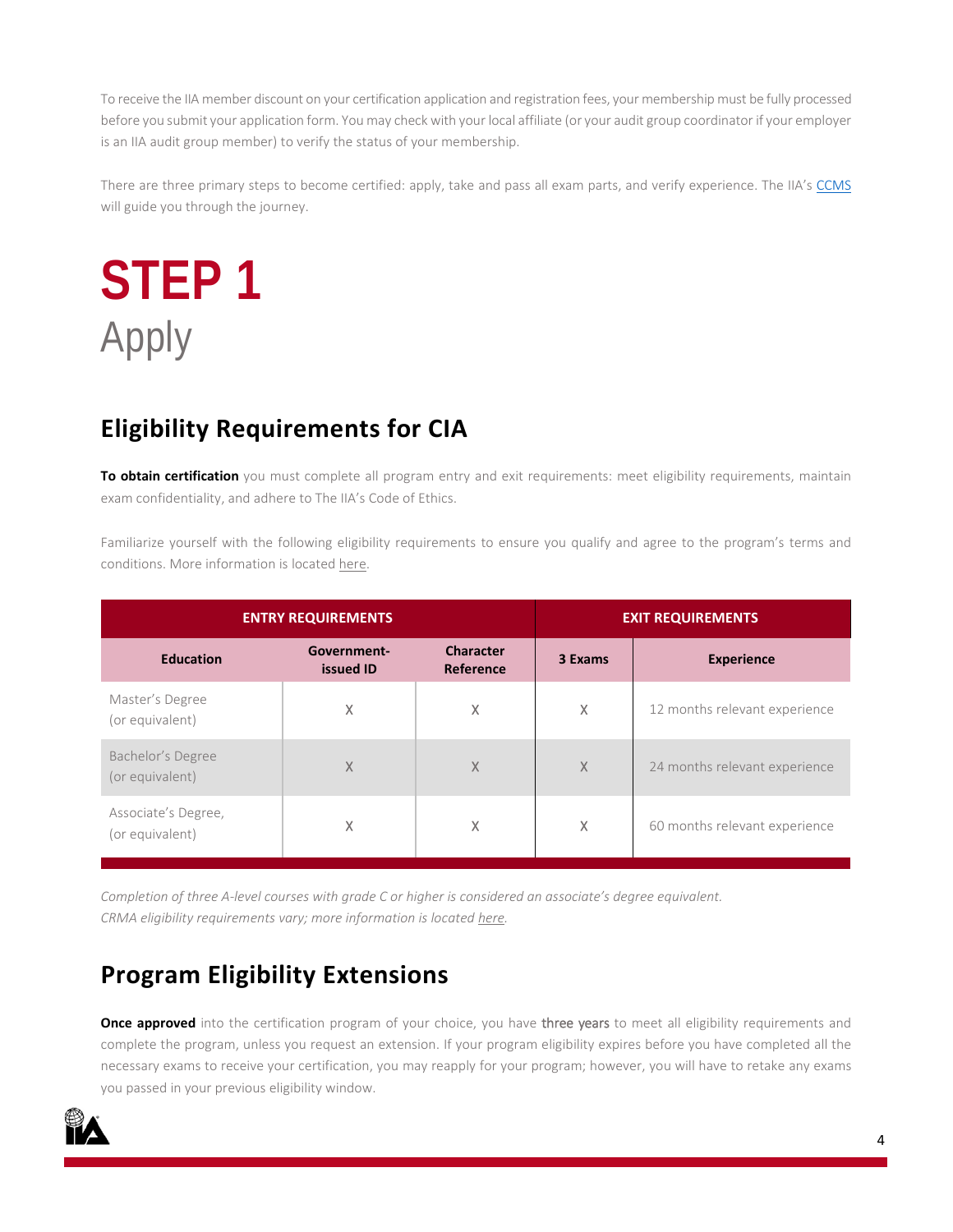To receive the IIA member discount on your certification application and registration fees, your membership must be fully processed before you submit your application form. You may check with your local affiliate (or your audit group coordinator if your employer is an IIA audit group member) to verify the status of your membership.

There are three primary steps to become certified: apply, take and pass all exam parts, and verify experience. The IIA's CCMS will guide you through the journey.

# STEP 1
Apply

## Eligibility Requirements for CIA

**To obtain certification** you must complete all program entry and exit requirements: meet eligibility requirements, maintain exam confidentiality, and adhere to The IIA's Code of Ethics.

Familiarize yourself with the following eligibility requirements to ensure you qualify and agree to the program's terms and conditions. More information is located here.

| ENTRY REQUIREMENTS | | | EXIT REQUIREMENTS | |
|---|---|---|---|---|
| Education | Government-issued ID | Character Reference | 3 Exams | Experience |
| Master's Degree (or equivalent) | X | X | X | 12 months relevant experience |
| Bachelor's Degree (or equivalent) | X | X | X | 24 months relevant experience |
| Associate's Degree, (or equivalent) | X | X | X | 60 months relevant experience |

*Completion of three A-level courses with grade C or higher is considered an associate's degree equivalent.*
*CRMA eligibility requirements vary; more information is located here.*

## Program Eligibility Extensions

**Once approved** into the certification program of your choice, you have three years to meet all eligibility requirements and complete the program, unless you request an extension. If your program eligibility expires before you have completed all the necessary exams to receive your certification, you may reapply for your program; however, you will have to retake any exams you passed in your previous eligibility window.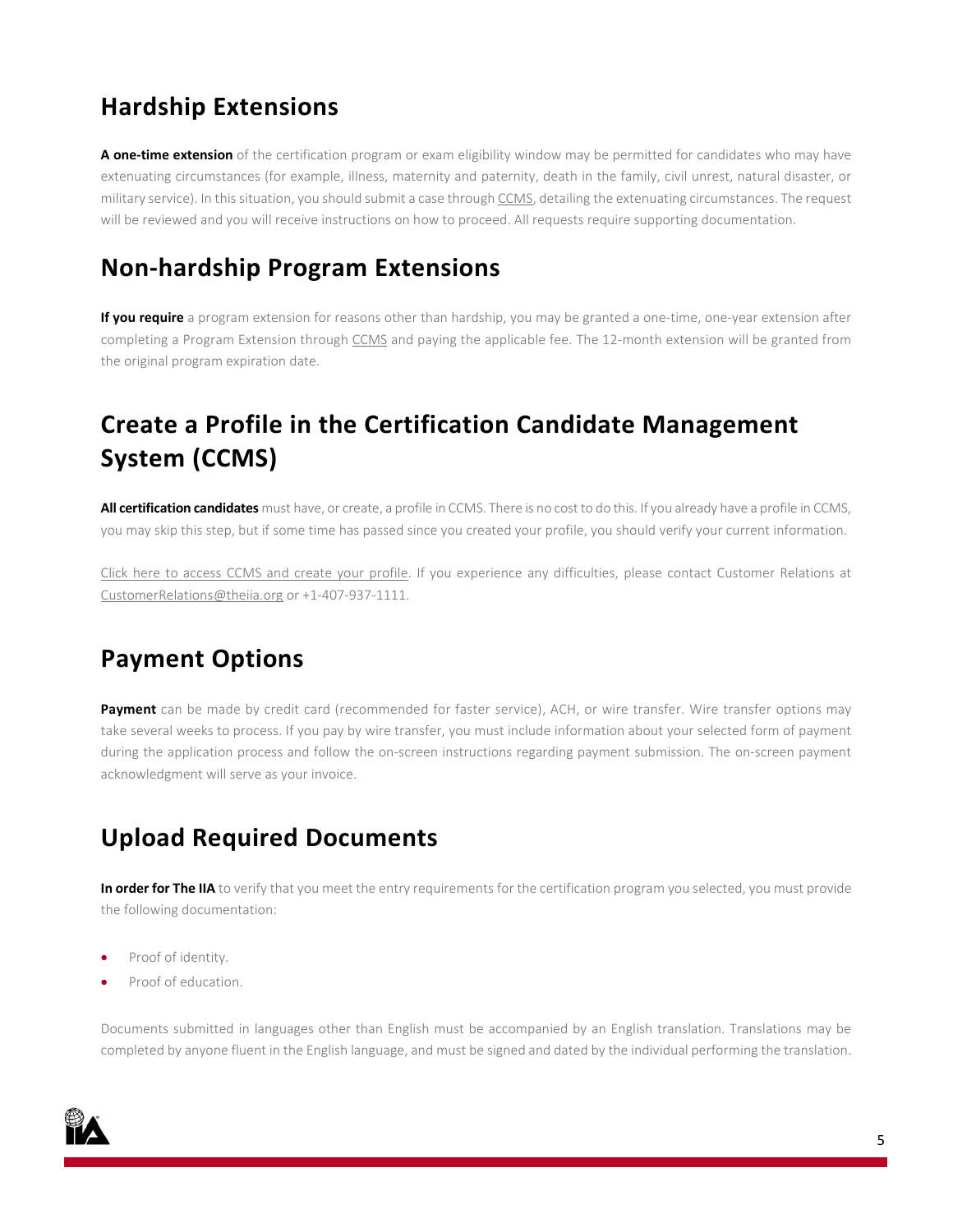## Hardship Extensions

**A one-time extension** of the certification program or exam eligibility window may be permitted for candidates who may have extenuating circumstances (for example, illness, maternity and paternity, death in the family, civil unrest, natural disaster, or military service). In this situation, you should submit a case through CCMS, detailing the extenuating circumstances. The request will be reviewed and you will receive instructions on how to proceed. All requests require supporting documentation.

## Non-hardship Program Extensions

**If you require** a program extension for reasons other than hardship, you may be granted a one-time, one-year extension after completing a Program Extension through CCMS and paying the applicable fee. The 12-month extension will be granted from the original program expiration date.

## Create a Profile in the Certification Candidate Management System (CCMS)

**All certification candidates** must have, or create, a profile in CCMS. There is no cost to do this. If you already have a profile in CCMS, you may skip this step, but if some time has passed since you created your profile, you should verify your current information.

Click here to access CCMS and create your profile. If you experience any difficulties, please contact Customer Relations at CustomerRelations@theiia.org or +1-407-937-1111.

## Payment Options

**Payment** can be made by credit card (recommended for faster service), ACH, or wire transfer. Wire transfer options may take several weeks to process. If you pay by wire transfer, you must include information about your selected form of payment during the application process and follow the on-screen instructions regarding payment submission. The on-screen payment acknowledgment will serve as your invoice.

## Upload Required Documents

**In order for The IIA** to verify that you meet the entry requirements for the certification program you selected, you must provide the following documentation:

- Proof of identity.
- Proof of education.

Documents submitted in languages other than English must be accompanied by an English translation. Translations may be completed by anyone fluent in the English language, and must be signed and dated by the individual performing the translation.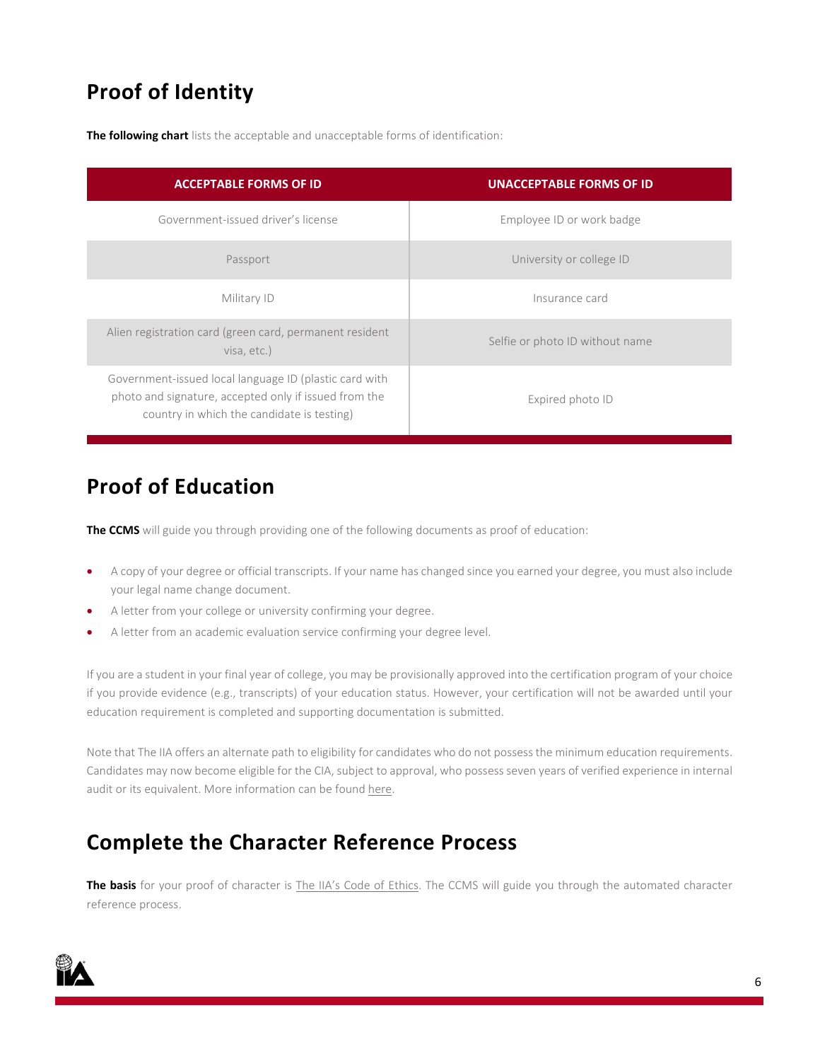## Proof of Identity

**The following chart** lists the acceptable and unacceptable forms of identification:

| ACCEPTABLE FORMS OF ID | UNACCEPTABLE FORMS OF ID |
|---|---|
| Government-issued driver's license | Employee ID or work badge |
| Passport | University or college ID |
| Military ID | Insurance card |
| Alien registration card (green card, permanent resident visa, etc.) | Selfie or photo ID without name |
| Government-issued local language ID (plastic card with photo and signature, accepted only if issued from the country in which the candidate is testing) | Expired photo ID |

## Proof of Education

**The CCMS** will guide you through providing one of the following documents as proof of education:

- A copy of your degree or official transcripts. If your name has changed since you earned your degree, you must also include your legal name change document.
- A letter from your college or university confirming your degree.
- A letter from an academic evaluation service confirming your degree level.

If you are a student in your final year of college, you may be provisionally approved into the certification program of your choice if you provide evidence (e.g., transcripts) of your education status. However, your certification will not be awarded until your education requirement is completed and supporting documentation is submitted.

Note that The IIA offers an alternate path to eligibility for candidates who do not possess the minimum education requirements. Candidates may now become eligible for the CIA, subject to approval, who possess seven years of verified experience in internal audit or its equivalent. More information can be found here.

## Complete the Character Reference Process

**The basis** for your proof of character is The IIA's Code of Ethics. The CCMS will guide you through the automated character reference process.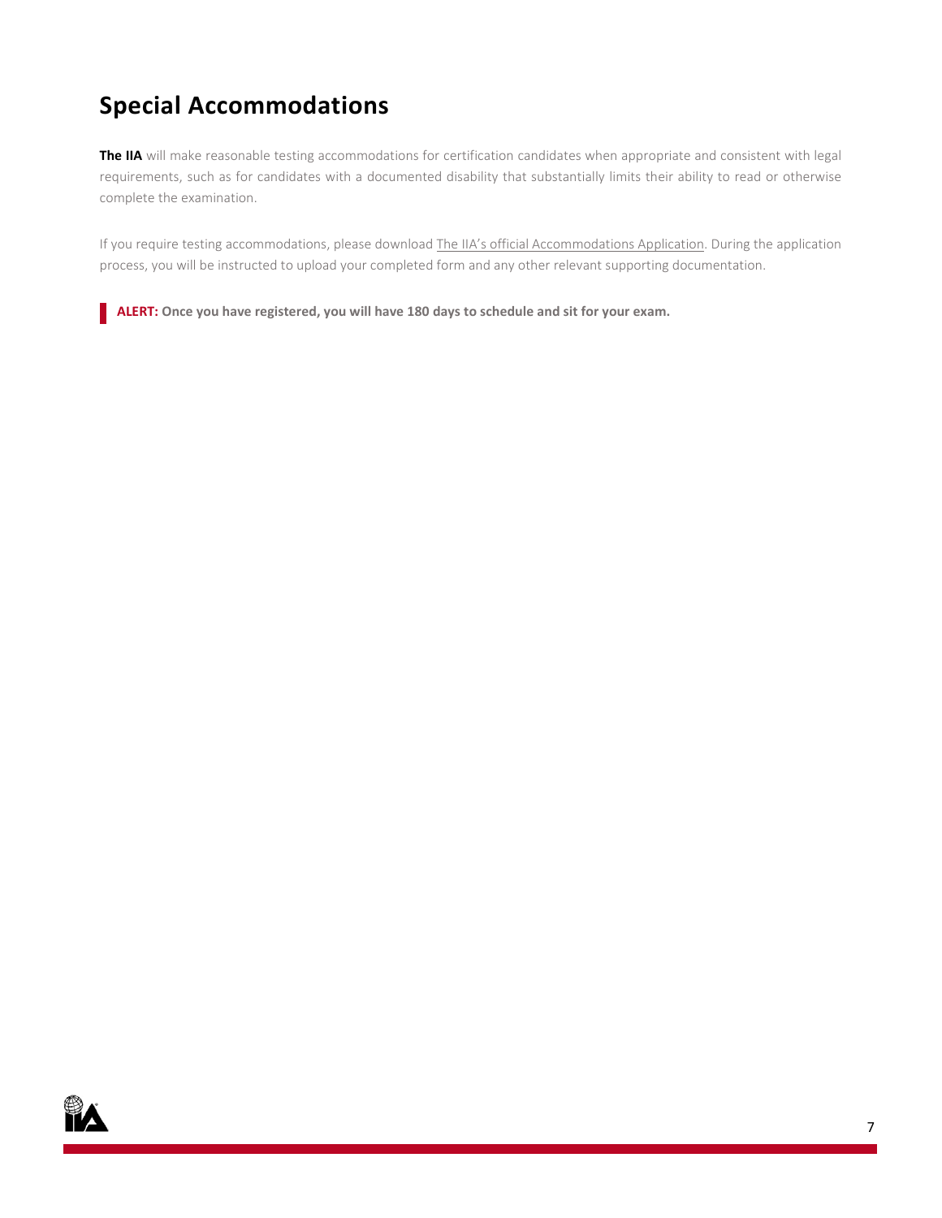## Special Accommodations

**The IIA** will make reasonable testing accommodations for certification candidates when appropriate and consistent with legal requirements, such as for candidates with a documented disability that substantially limits their ability to read or otherwise complete the examination.

If you require testing accommodations, please download The IIA's official Accommodations Application. During the application process, you will be instructed to upload your completed form and any other relevant supporting documentation.

> **ALERT: Once you have registered, you will have 180 days to schedule and sit for your exam.**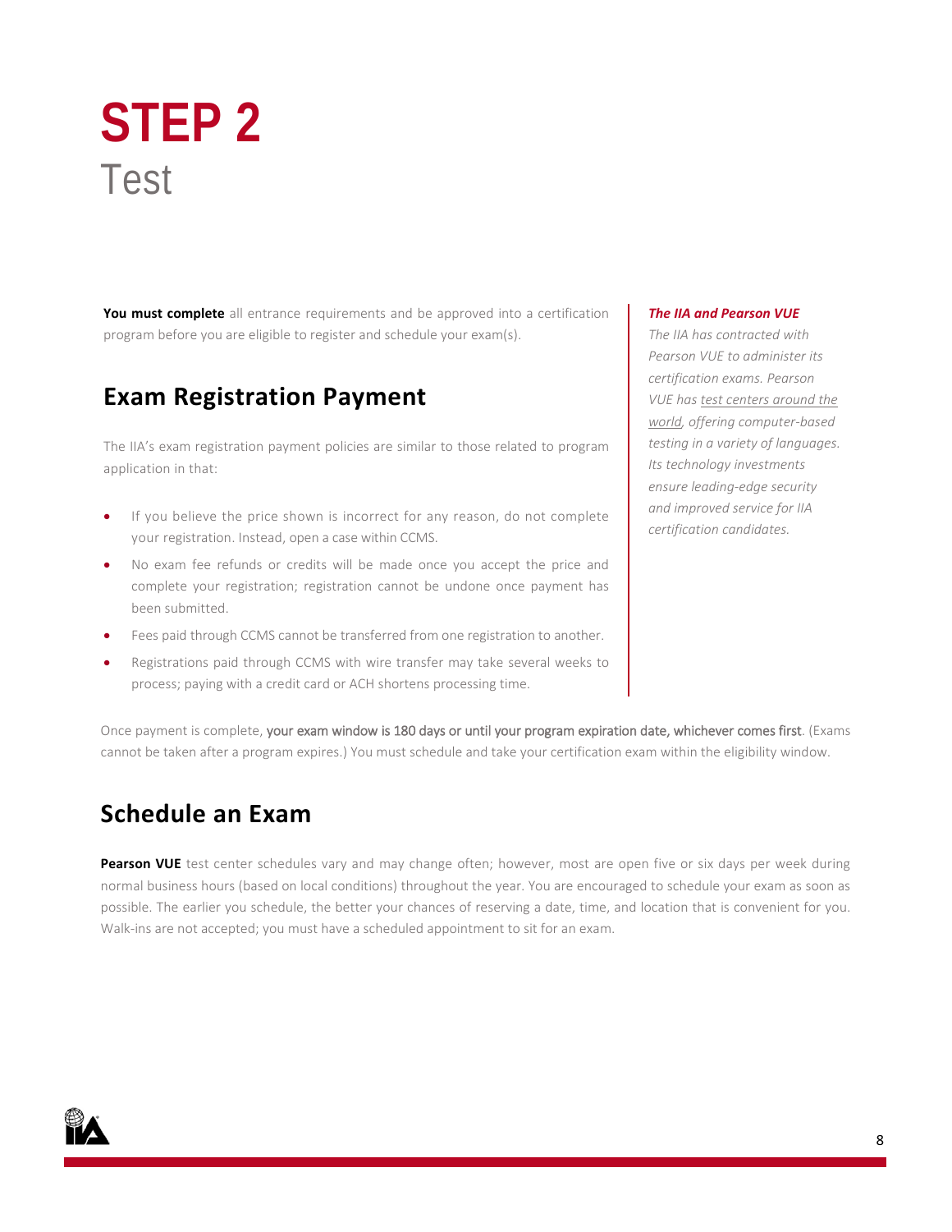# STEP 2

Test

**You must complete** all entrance requirements and be approved into a certification program before you are eligible to register and schedule your exam(s).

## Exam Registration Payment

The IIA's exam registration payment policies are similar to those related to program application in that:

- If you believe the price shown is incorrect for any reason, do not complete your registration. Instead, open a case within CCMS.
- No exam fee refunds or credits will be made once you accept the price and complete your registration; registration cannot be undone once payment has been submitted.
- Fees paid through CCMS cannot be transferred from one registration to another.
- Registrations paid through CCMS with wire transfer may take several weeks to process; paying with a credit card or ACH shortens processing time.

***The IIA and Pearson VUE***

*The IIA has contracted with Pearson VUE to administer its certification exams. Pearson VUE has test centers around the world, offering computer-based testing in a variety of languages. Its technology investments ensure leading-edge security and improved service for IIA certification candidates.*

Once payment is complete, your exam window is 180 days or until your program expiration date, whichever comes first. (Exams cannot be taken after a program expires.) You must schedule and take your certification exam within the eligibility window.

## Schedule an Exam

**Pearson VUE** test center schedules vary and may change often; however, most are open five or six days per week during normal business hours (based on local conditions) throughout the year. You are encouraged to schedule your exam as soon as possible. The earlier you schedule, the better your chances of reserving a date, time, and location that is convenient for you. Walk-ins are not accepted; you must have a scheduled appointment to sit for an exam.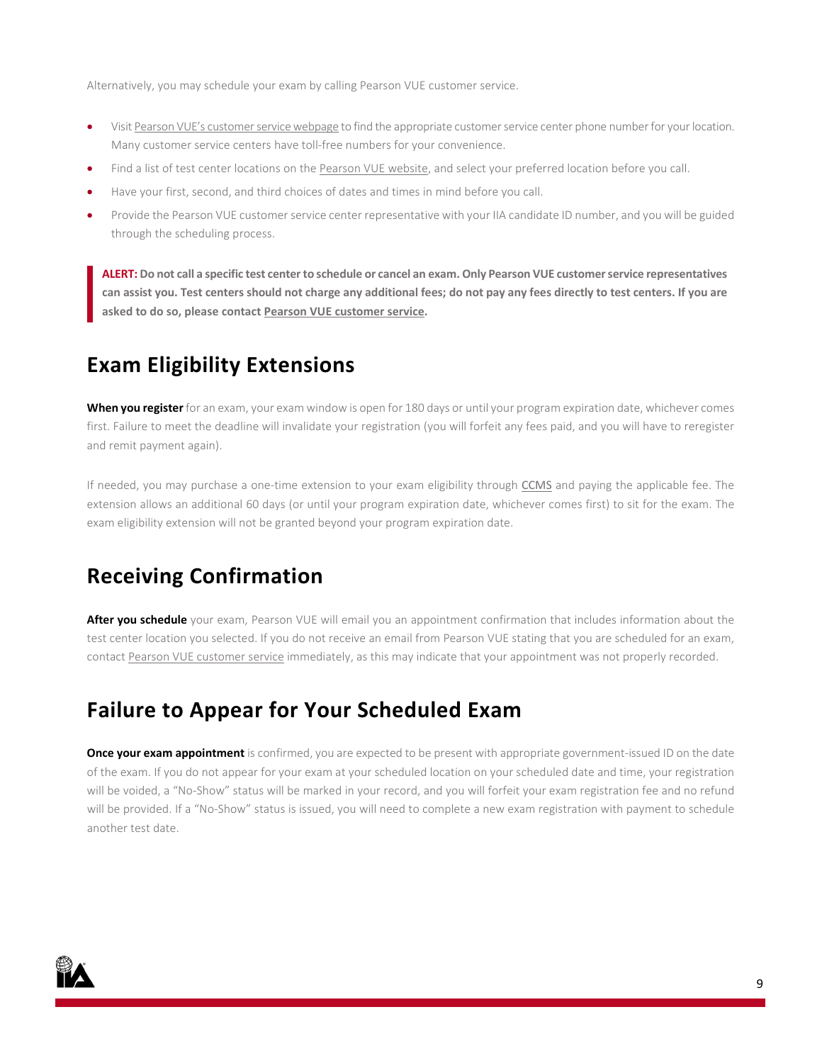Alternatively, you may schedule your exam by calling Pearson VUE customer service.

- Visit Pearson VUE's customer service webpage to find the appropriate customer service center phone number for your location. Many customer service centers have toll-free numbers for your convenience.
- Find a list of test center locations on the Pearson VUE website, and select your preferred location before you call.
- Have your first, second, and third choices of dates and times in mind before you call.
- Provide the Pearson VUE customer service center representative with your IIA candidate ID number, and you will be guided through the scheduling process.

> **ALERT: Do not call a specific test center to schedule or cancel an exam. Only Pearson VUE customer service representatives can assist you. Test centers should not charge any additional fees; do not pay any fees directly to test centers. If you are asked to do so, please contact Pearson VUE customer service.**

## Exam Eligibility Extensions

**When you register** for an exam, your exam window is open for 180 days or until your program expiration date, whichever comes first. Failure to meet the deadline will invalidate your registration (you will forfeit any fees paid, and you will have to reregister and remit payment again).

If needed, you may purchase a one-time extension to your exam eligibility through CCMS and paying the applicable fee. The extension allows an additional 60 days (or until your program expiration date, whichever comes first) to sit for the exam. The exam eligibility extension will not be granted beyond your program expiration date.

## Receiving Confirmation

**After you schedule** your exam, Pearson VUE will email you an appointment confirmation that includes information about the test center location you selected. If you do not receive an email from Pearson VUE stating that you are scheduled for an exam, contact Pearson VUE customer service immediately, as this may indicate that your appointment was not properly recorded.

## Failure to Appear for Your Scheduled Exam

**Once your exam appointment** is confirmed, you are expected to be present with appropriate government-issued ID on the date of the exam. If you do not appear for your exam at your scheduled location on your scheduled date and time, your registration will be voided, a "No-Show" status will be marked in your record, and you will forfeit your exam registration fee and no refund will be provided. If a "No-Show" status is issued, you will need to complete a new exam registration with payment to schedule another test date.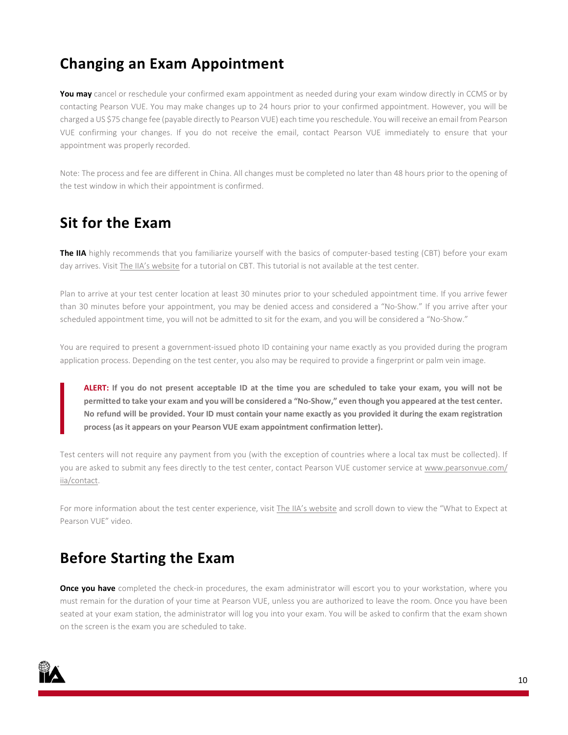## Changing an Exam Appointment

**You may** cancel or reschedule your confirmed exam appointment as needed during your exam window directly in CCMS or by contacting Pearson VUE. You may make changes up to 24 hours prior to your confirmed appointment. However, you will be charged a US $75 change fee (payable directly to Pearson VUE) each time you reschedule. You will receive an email from Pearson VUE confirming your changes. If you do not receive the email, contact Pearson VUE immediately to ensure that your appointment was properly recorded.

Note: The process and fee are different in China. All changes must be completed no later than 48 hours prior to the opening of the test window in which their appointment is confirmed.

## Sit for the Exam

**The IIA** highly recommends that you familiarize yourself with the basics of computer-based testing (CBT) before your exam day arrives. Visit The IIA's website for a tutorial on CBT. This tutorial is not available at the test center.

Plan to arrive at your test center location at least 30 minutes prior to your scheduled appointment time. If you arrive fewer than 30 minutes before your appointment, you may be denied access and considered a "No-Show." If you arrive after your scheduled appointment time, you will not be admitted to sit for the exam, and you will be considered a "No-Show."

You are required to present a government-issued photo ID containing your name exactly as you provided during the program application process. Depending on the test center, you also may be required to provide a fingerprint or palm vein image.

> **ALERT: If you do not present acceptable ID at the time you are scheduled to take your exam, you will not be permitted to take your exam and you will be considered a "No-Show," even though you appeared at the test center. No refund will be provided. Your ID must contain your name exactly as you provided it during the exam registration process (as it appears on your Pearson VUE exam appointment confirmation letter).**

Test centers will not require any payment from you (with the exception of countries where a local tax must be collected). If you are asked to submit any fees directly to the test center, contact Pearson VUE customer service at www.pearsonvue.com/iia/contact.

For more information about the test center experience, visit The IIA's website and scroll down to view the "What to Expect at Pearson VUE" video.

## Before Starting the Exam

**Once you have** completed the check-in procedures, the exam administrator will escort you to your workstation, where you must remain for the duration of your time at Pearson VUE, unless you are authorized to leave the room. Once you have been seated at your exam station, the administrator will log you into your exam. You will be asked to confirm that the exam shown on the screen is the exam you are scheduled to take.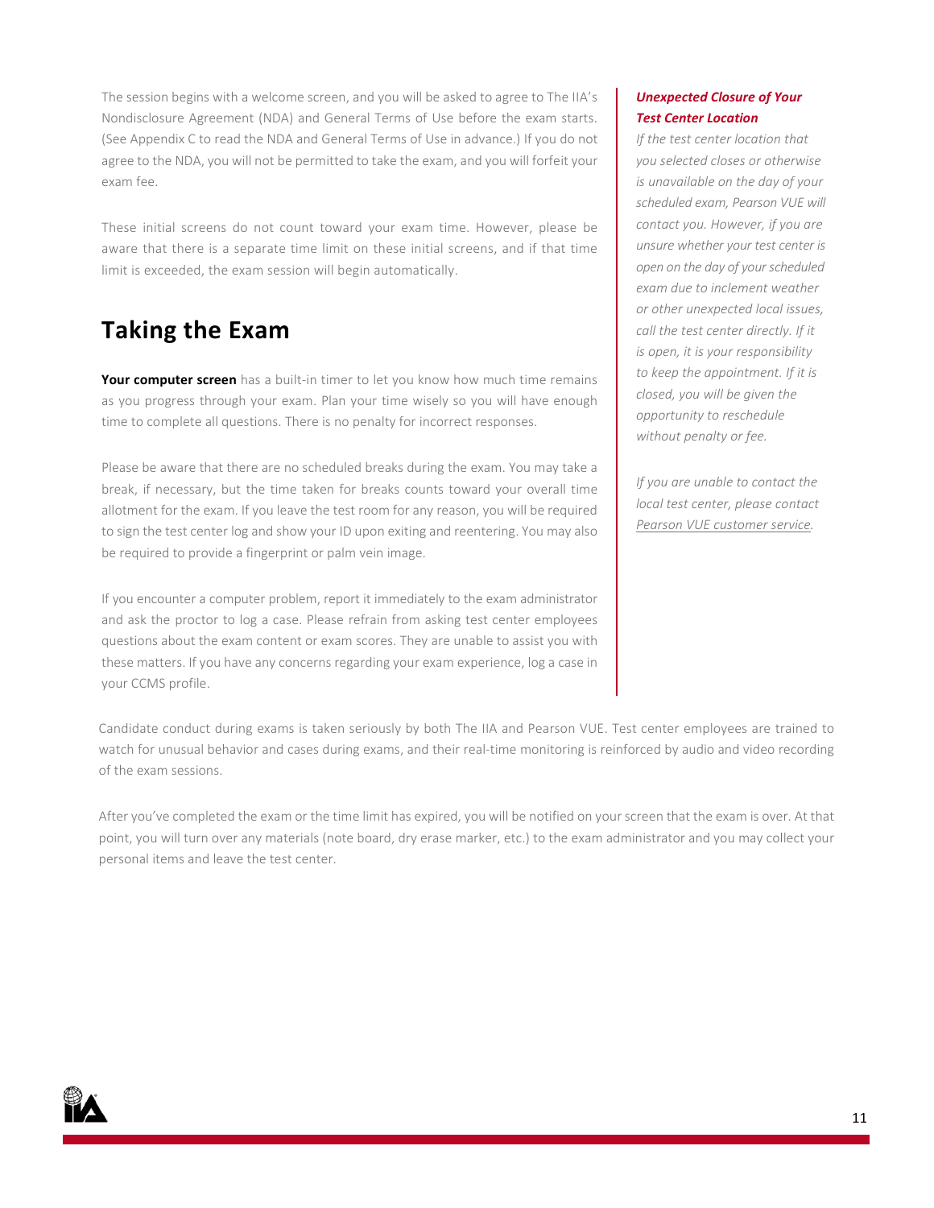The session begins with a welcome screen, and you will be asked to agree to The IIA's Nondisclosure Agreement (NDA) and General Terms of Use before the exam starts. (See Appendix C to read the NDA and General Terms of Use in advance.) If you do not agree to the NDA, you will not be permitted to take the exam, and you will forfeit your exam fee.

These initial screens do not count toward your exam time. However, please be aware that there is a separate time limit on these initial screens, and if that time limit is exceeded, the exam session will begin automatically.

## Taking the Exam

**Your computer screen** has a built-in timer to let you know how much time remains as you progress through your exam. Plan your time wisely so you will have enough time to complete all questions. There is no penalty for incorrect responses.

Please be aware that there are no scheduled breaks during the exam. You may take a break, if necessary, but the time taken for breaks counts toward your overall time allotment for the exam. If you leave the test room for any reason, you will be required to sign the test center log and show your ID upon exiting and reentering. You may also be required to provide a fingerprint or palm vein image.

If you encounter a computer problem, report it immediately to the exam administrator and ask the proctor to log a case. Please refrain from asking test center employees questions about the exam content or exam scores. They are unable to assist you with these matters. If you have any concerns regarding your exam experience, log a case in your CCMS profile.

***Unexpected Closure of Your Test Center Location***

*If the test center location that you selected closes or otherwise is unavailable on the day of your scheduled exam, Pearson VUE will contact you. However, if you are unsure whether your test center is open on the day of your scheduled exam due to inclement weather or other unexpected local issues, call the test center directly. If it is open, it is your responsibility to keep the appointment. If it is closed, you will be given the opportunity to reschedule without penalty or fee.*

*If you are unable to contact the local test center, please contact Pearson VUE customer service.*

Candidate conduct during exams is taken seriously by both The IIA and Pearson VUE. Test center employees are trained to watch for unusual behavior and cases during exams, and their real-time monitoring is reinforced by audio and video recording of the exam sessions.

After you've completed the exam or the time limit has expired, you will be notified on your screen that the exam is over. At that point, you will turn over any materials (note board, dry erase marker, etc.) to the exam administrator and you may collect your personal items and leave the test center.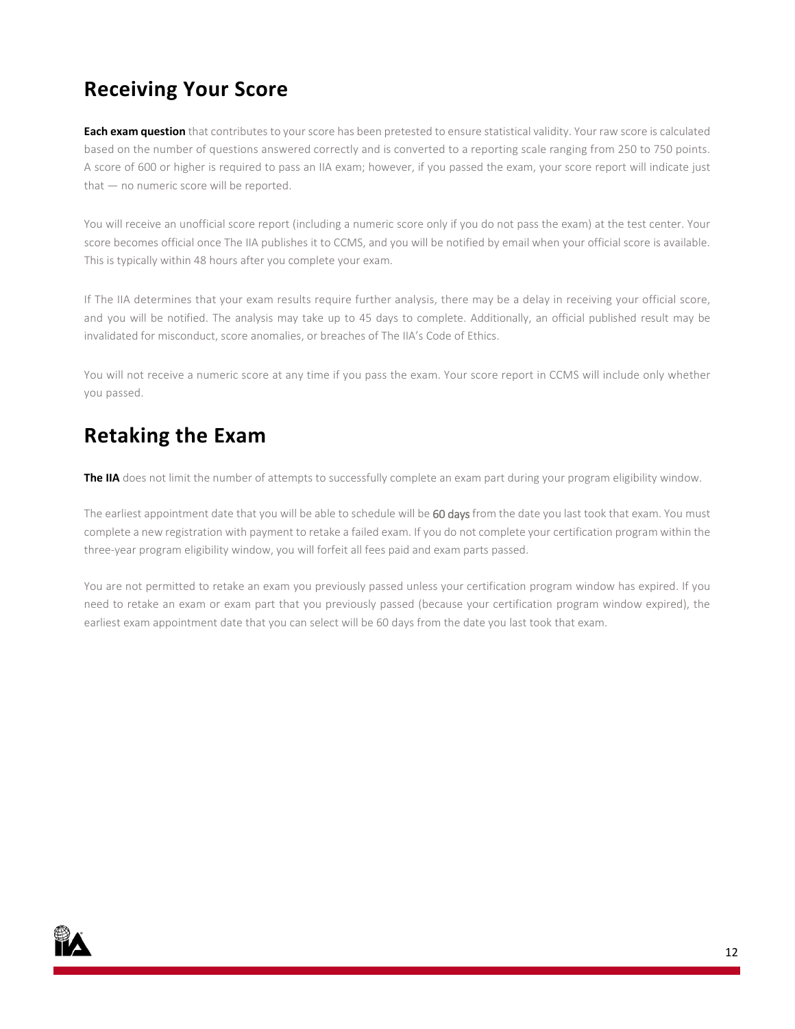## Receiving Your Score

**Each exam question** that contributes to your score has been pretested to ensure statistical validity. Your raw score is calculated based on the number of questions answered correctly and is converted to a reporting scale ranging from 250 to 750 points. A score of 600 or higher is required to pass an IIA exam; however, if you passed the exam, your score report will indicate just that — no numeric score will be reported.

You will receive an unofficial score report (including a numeric score only if you do not pass the exam) at the test center. Your score becomes official once The IIA publishes it to CCMS, and you will be notified by email when your official score is available. This is typically within 48 hours after you complete your exam.

If The IIA determines that your exam results require further analysis, there may be a delay in receiving your official score, and you will be notified. The analysis may take up to 45 days to complete. Additionally, an official published result may be invalidated for misconduct, score anomalies, or breaches of The IIA's Code of Ethics.

You will not receive a numeric score at any time if you pass the exam. Your score report in CCMS will include only whether you passed.

## Retaking the Exam

**The IIA** does not limit the number of attempts to successfully complete an exam part during your program eligibility window.

The earliest appointment date that you will be able to schedule will be 60 days from the date you last took that exam. You must complete a new registration with payment to retake a failed exam. If you do not complete your certification program within the three-year program eligibility window, you will forfeit all fees paid and exam parts passed.

You are not permitted to retake an exam you previously passed unless your certification program window has expired. If you need to retake an exam or exam part that you previously passed (because your certification program window expired), the earliest exam appointment date that you can select will be 60 days from the date you last took that exam.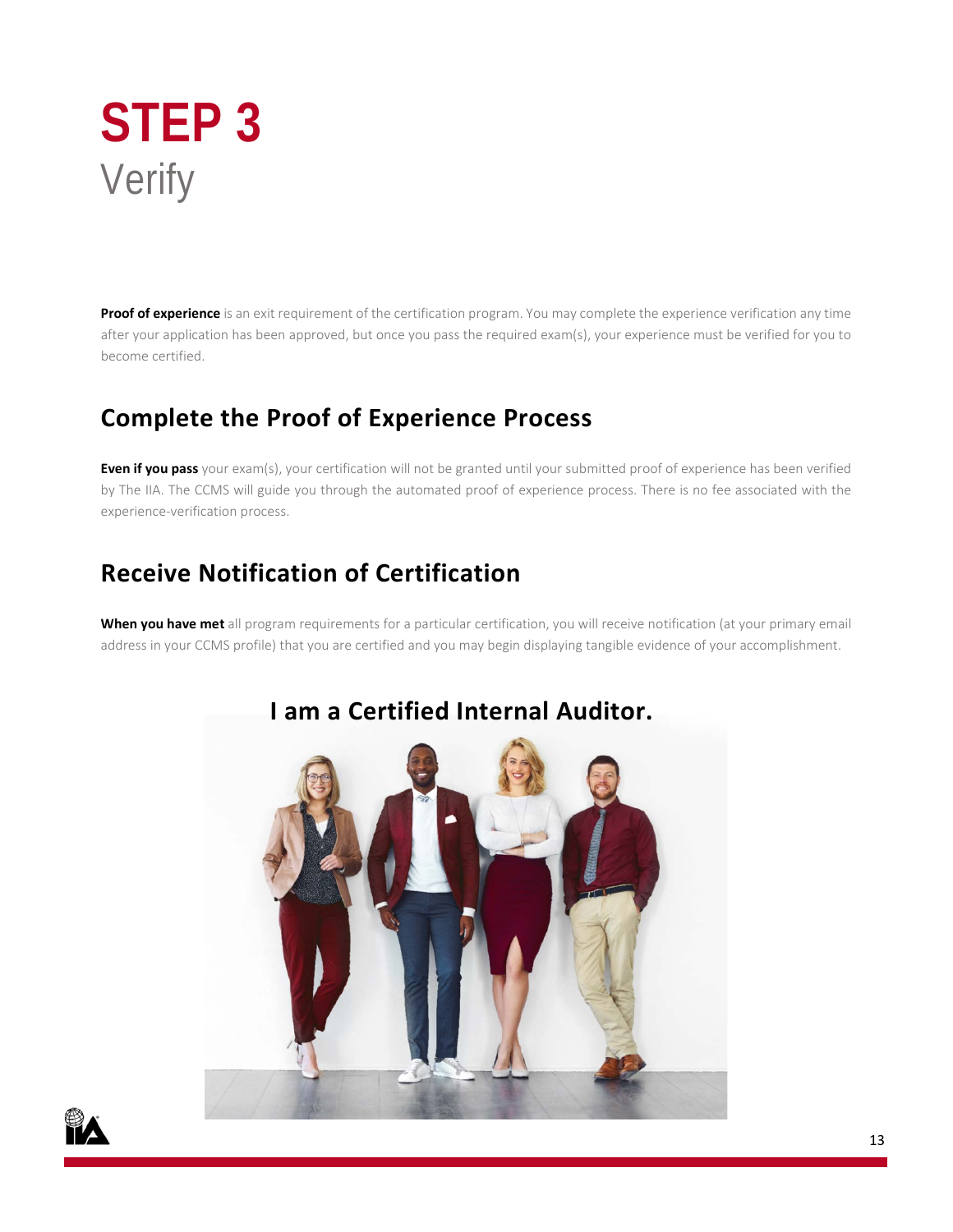# STEP 3
Verify

**Proof of experience** is an exit requirement of the certification program. You may complete the experience verification any time after your application has been approved, but once you pass the required exam(s), your experience must be verified for you to become certified.

## Complete the Proof of Experience Process

**Even if you pass** your exam(s), your certification will not be granted until your submitted proof of experience has been verified by The IIA. The CCMS will guide you through the automated proof of experience process. There is no fee associated with the experience-verification process.

## Receive Notification of Certification

**When you have met** all program requirements for a particular certification, you will receive notification (at your primary email address in your CCMS profile) that you are certified and you may begin displaying tangible evidence of your accomplishment.

**I am a Certified Internal Auditor.**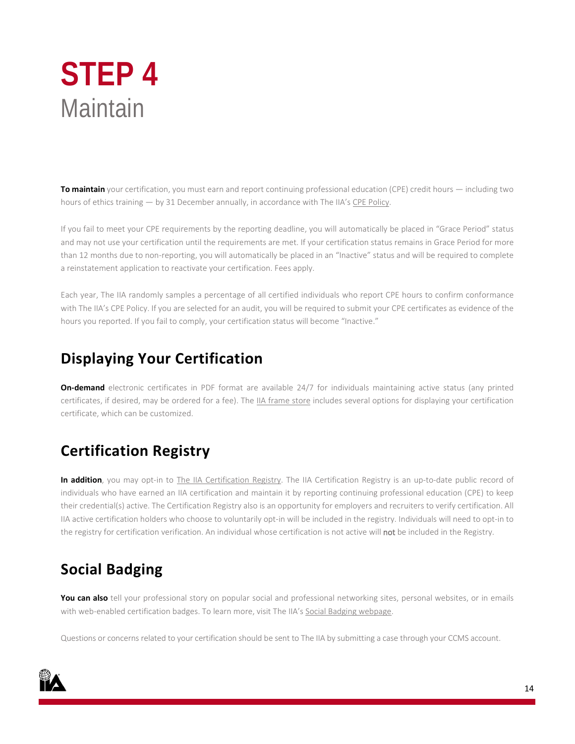# STEP 4
Maintain

**To maintain** your certification, you must earn and report continuing professional education (CPE) credit hours — including two hours of ethics training — by 31 December annually, in accordance with The IIA's CPE Policy.

If you fail to meet your CPE requirements by the reporting deadline, you will automatically be placed in "Grace Period" status and may not use your certification until the requirements are met. If your certification status remains in Grace Period for more than 12 months due to non-reporting, you will automatically be placed in an "Inactive" status and will be required to complete a reinstatement application to reactivate your certification. Fees apply.

Each year, The IIA randomly samples a percentage of all certified individuals who report CPE hours to confirm conformance with The IIA's CPE Policy. If you are selected for an audit, you will be required to submit your CPE certificates as evidence of the hours you reported. If you fail to comply, your certification status will become "Inactive."

## Displaying Your Certification

**On-demand** electronic certificates in PDF format are available 24/7 for individuals maintaining active status (any printed certificates, if desired, may be ordered for a fee). The IIA frame store includes several options for displaying your certification certificate, which can be customized.

## Certification Registry

**In addition**, you may opt-in to The IIA Certification Registry. The IIA Certification Registry is an up-to-date public record of individuals who have earned an IIA certification and maintain it by reporting continuing professional education (CPE) to keep their credential(s) active. The Certification Registry also is an opportunity for employers and recruiters to verify certification. All IIA active certification holders who choose to voluntarily opt-in will be included in the registry. Individuals will need to opt-in to the registry for certification verification. An individual whose certification is not active will **not** be included in the Registry.

## Social Badging

**You can also** tell your professional story on popular social and professional networking sites, personal websites, or in emails with web-enabled certification badges. To learn more, visit The IIA's Social Badging webpage.

Questions or concerns related to your certification should be sent to The IIA by submitting a case through your CCMS account.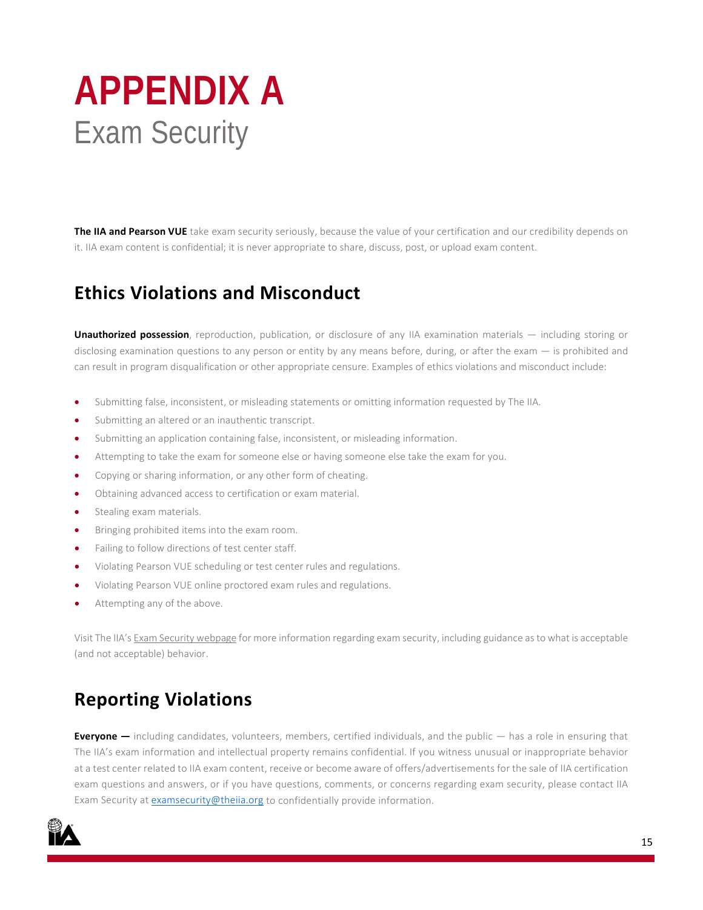# APPENDIX A
Exam Security

**The IIA and Pearson VUE** take exam security seriously, because the value of your certification and our credibility depends on it. IIA exam content is confidential; it is never appropriate to share, discuss, post, or upload exam content.

## Ethics Violations and Misconduct

**Unauthorized possession**, reproduction, publication, or disclosure of any IIA examination materials — including storing or disclosing examination questions to any person or entity by any means before, during, or after the exam — is prohibited and can result in program disqualification or other appropriate censure. Examples of ethics violations and misconduct include:

- Submitting false, inconsistent, or misleading statements or omitting information requested by The IIA.
- Submitting an altered or an inauthentic transcript.
- Submitting an application containing false, inconsistent, or misleading information.
- Attempting to take the exam for someone else or having someone else take the exam for you.
- Copying or sharing information, or any other form of cheating.
- Obtaining advanced access to certification or exam material.
- Stealing exam materials.
- Bringing prohibited items into the exam room.
- Failing to follow directions of test center staff.
- Violating Pearson VUE scheduling or test center rules and regulations.
- Violating Pearson VUE online proctored exam rules and regulations.
- Attempting any of the above.

Visit The IIA's Exam Security webpage for more information regarding exam security, including guidance as to what is acceptable (and not acceptable) behavior.

## Reporting Violations

**Everyone —** including candidates, volunteers, members, certified individuals, and the public — has a role in ensuring that The IIA's exam information and intellectual property remains confidential. If you witness unusual or inappropriate behavior at a test center related to IIA exam content, receive or become aware of offers/advertisements for the sale of IIA certification exam questions and answers, or if you have questions, comments, or concerns regarding exam security, please contact IIA Exam Security at examsecurity@theiia.org to confidentially provide information.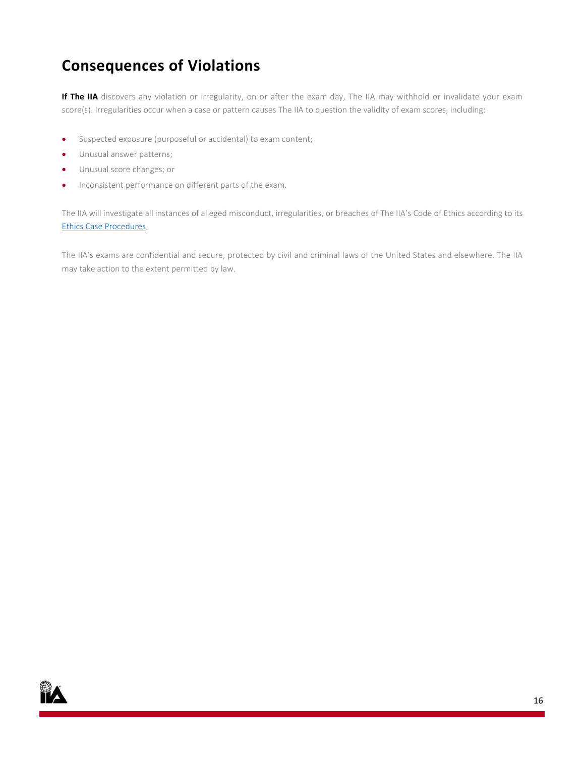## Consequences of Violations

**If The IIA** discovers any violation or irregularity, on or after the exam day, The IIA may withhold or invalidate your exam score(s). Irregularities occur when a case or pattern causes The IIA to question the validity of exam scores, including:

- Suspected exposure (purposeful or accidental) to exam content;
- Unusual answer patterns;
- Unusual score changes; or
- Inconsistent performance on different parts of the exam.

The IIA will investigate all instances of alleged misconduct, irregularities, or breaches of The IIA's Code of Ethics according to its Ethics Case Procedures.

The IIA's exams are confidential and secure, protected by civil and criminal laws of the United States and elsewhere. The IIA may take action to the extent permitted by law.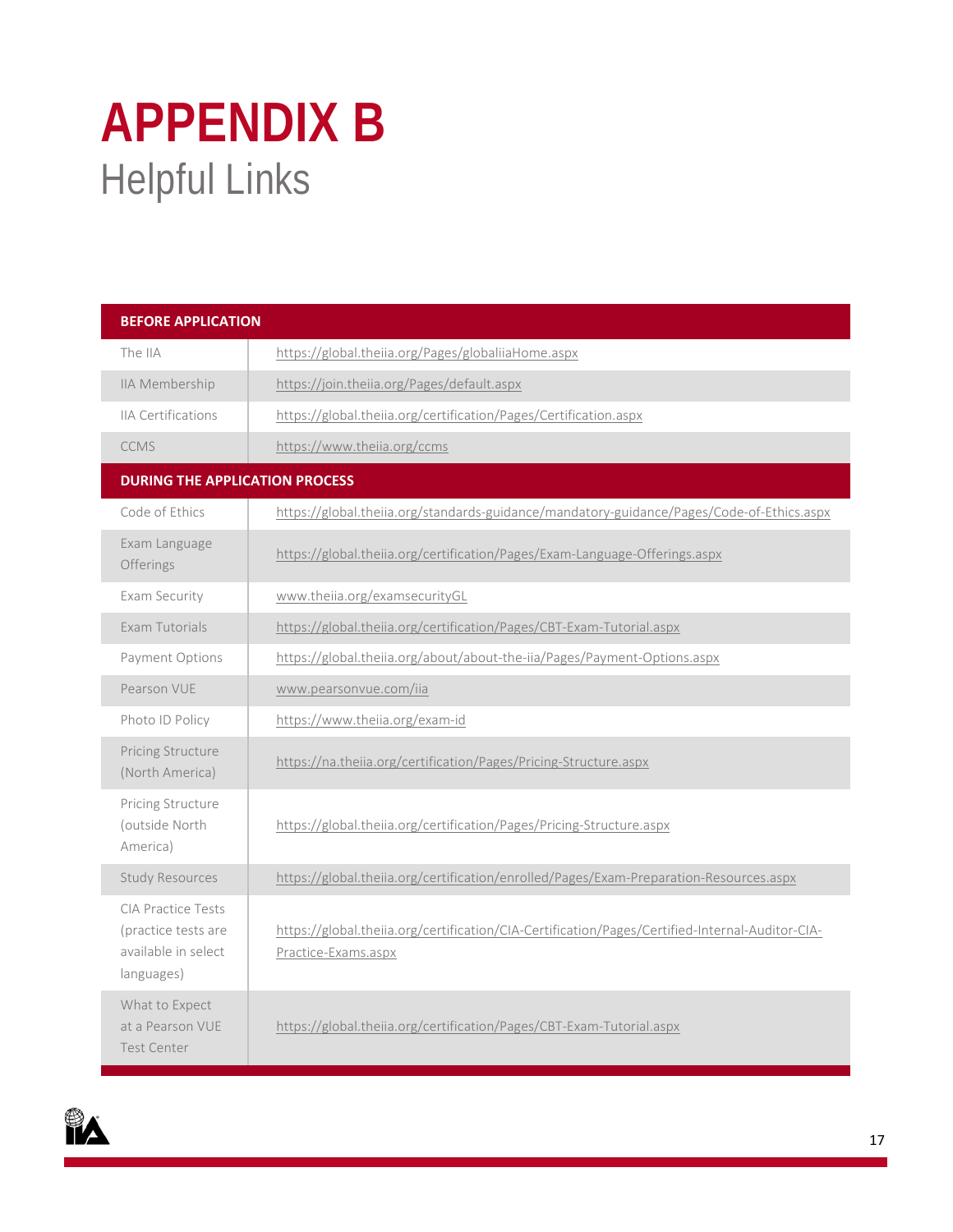# APPENDIX B
## Helpful Links

| BEFORE APPLICATION | |
|---|---|
| The IIA | https://global.theiia.org/Pages/globaliiaHome.aspx |
| IIA Membership | https://join.theiia.org/Pages/default.aspx |
| IIA Certifications | https://global.theiia.org/certification/Pages/Certification.aspx |
| CCMS | https://www.theiia.org/ccms |
| **DURING THE APPLICATION PROCESS** | |
| Code of Ethics | https://global.theiia.org/standards-guidance/mandatory-guidance/Pages/Code-of-Ethics.aspx |
| Exam Language Offerings | https://global.theiia.org/certification/Pages/Exam-Language-Offerings.aspx |
| Exam Security | www.theiia.org/examsecurityGL |
| Exam Tutorials | https://global.theiia.org/certification/Pages/CBT-Exam-Tutorial.aspx |
| Payment Options | https://global.theiia.org/about/about-the-iia/Pages/Payment-Options.aspx |
| Pearson VUE | www.pearsonvue.com/iia |
| Photo ID Policy | https://www.theiia.org/exam-id |
| Pricing Structure (North America) | https://na.theiia.org/certification/Pages/Pricing-Structure.aspx |
| Pricing Structure (outside North America) | https://global.theiia.org/certification/Pages/Pricing-Structure.aspx |
| Study Resources | https://global.theiia.org/certification/enrolled/Pages/Exam-Preparation-Resources.aspx |
| CIA Practice Tests (practice tests are available in select languages) | https://global.theiia.org/certification/CIA-Certification/Pages/Certified-Internal-Auditor-CIA-Practice-Exams.aspx |
| What to Expect at a Pearson VUE Test Center | https://global.theiia.org/certification/Pages/CBT-Exam-Tutorial.aspx |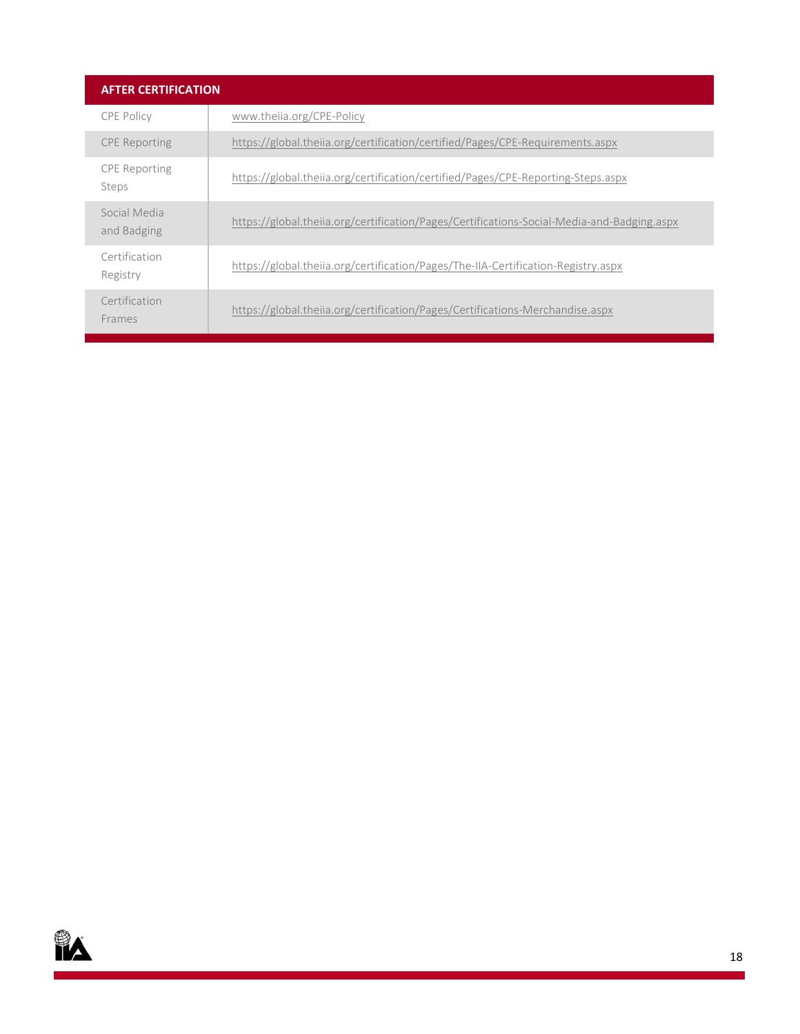| AFTER CERTIFICATION | |
| --- | --- |
| CPE Policy | www.theiia.org/CPE-Policy |
| CPE Reporting | https://global.theiia.org/certification/certified/Pages/CPE-Requirements.aspx |
| CPE Reporting Steps | https://global.theiia.org/certification/certified/Pages/CPE-Reporting-Steps.aspx |
| Social Media and Badging | https://global.theiia.org/certification/Pages/Certifications-Social-Media-and-Badging.aspx |
| Certification Registry | https://global.theiia.org/certification/Pages/The-IIA-Certification-Registry.aspx |
| Certification Frames | https://global.theiia.org/certification/Pages/Certifications-Merchandise.aspx |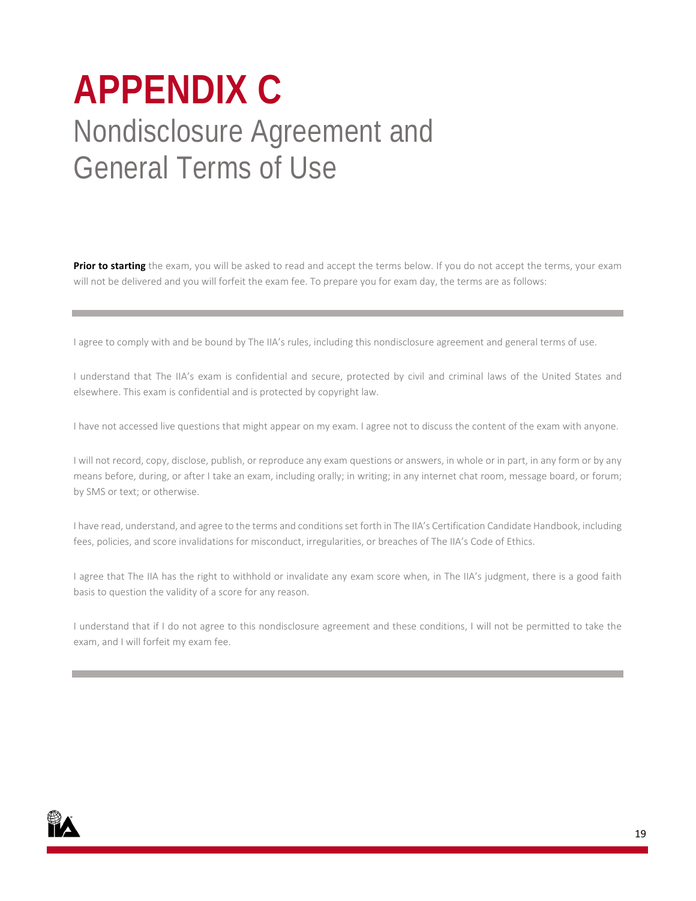# APPENDIX C

## Nondisclosure Agreement and General Terms of Use

**Prior to starting** the exam, you will be asked to read and accept the terms below. If you do not accept the terms, your exam will not be delivered and you will forfeit the exam fee. To prepare you for exam day, the terms are as follows:

---

I agree to comply with and be bound by The IIA's rules, including this nondisclosure agreement and general terms of use.

I understand that The IIA's exam is confidential and secure, protected by civil and criminal laws of the United States and elsewhere. This exam is confidential and is protected by copyright law.

I have not accessed live questions that might appear on my exam. I agree not to discuss the content of the exam with anyone.

I will not record, copy, disclose, publish, or reproduce any exam questions or answers, in whole or in part, in any form or by any means before, during, or after I take an exam, including orally; in writing; in any internet chat room, message board, or forum; by SMS or text; or otherwise.

I have read, understand, and agree to the terms and conditions set forth in The IIA's Certification Candidate Handbook, including fees, policies, and score invalidations for misconduct, irregularities, or breaches of The IIA's Code of Ethics.

I agree that The IIA has the right to withhold or invalidate any exam score when, in The IIA's judgment, there is a good faith basis to question the validity of a score for any reason.

I understand that if I do not agree to this nondisclosure agreement and these conditions, I will not be permitted to take the exam, and I will forfeit my exam fee.

---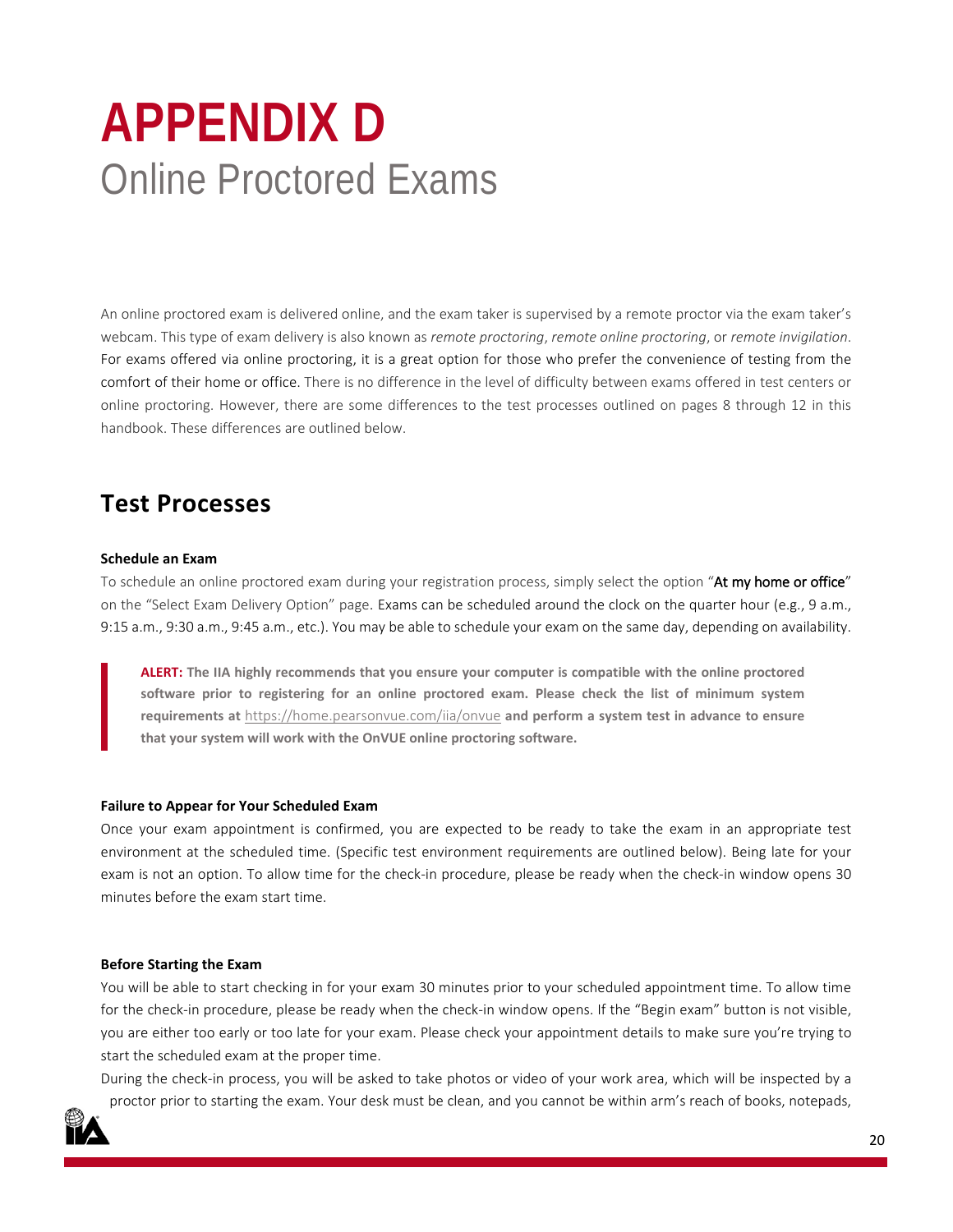# APPENDIX D
Online Proctored Exams

An online proctored exam is delivered online, and the exam taker is supervised by a remote proctor via the exam taker's webcam. This type of exam delivery is also known as *remote proctoring*, *remote online proctoring*, or *remote invigilation*. For exams offered via online proctoring, it is a great option for those who prefer the convenience of testing from the comfort of their home or office. There is no difference in the level of difficulty between exams offered in test centers or online proctoring. However, there are some differences to the test processes outlined on pages 8 through 12 in this handbook. These differences are outlined below.

## Test Processes

**Schedule an Exam**

To schedule an online proctored exam during your registration process, simply select the option "At my home or office" on the "Select Exam Delivery Option" page. Exams can be scheduled around the clock on the quarter hour (e.g., 9 a.m., 9:15 a.m., 9:30 a.m., 9:45 a.m., etc.). You may be able to schedule your exam on the same day, depending on availability.

> **ALERT: The IIA highly recommends that you ensure your computer is compatible with the online proctored software prior to registering for an online proctored exam. Please check the list of minimum system requirements at** https://home.pearsonvue.com/iia/onvue **and perform a system test in advance to ensure that your system will work with the OnVUE online proctoring software.**

**Failure to Appear for Your Scheduled Exam**

Once your exam appointment is confirmed, you are expected to be ready to take the exam in an appropriate test environment at the scheduled time. (Specific test environment requirements are outlined below). Being late for your exam is not an option. To allow time for the check-in procedure, please be ready when the check-in window opens 30 minutes before the exam start time.

**Before Starting the Exam**

You will be able to start checking in for your exam 30 minutes prior to your scheduled appointment time. To allow time for the check-in procedure, please be ready when the check-in window opens. If the "Begin exam" button is not visible, you are either too early or too late for your exam. Please check your appointment details to make sure you're trying to start the scheduled exam at the proper time.

During the check-in process, you will be asked to take photos or video of your work area, which will be inspected by a proctor prior to starting the exam. Your desk must be clean, and you cannot be within arm's reach of books, notepads,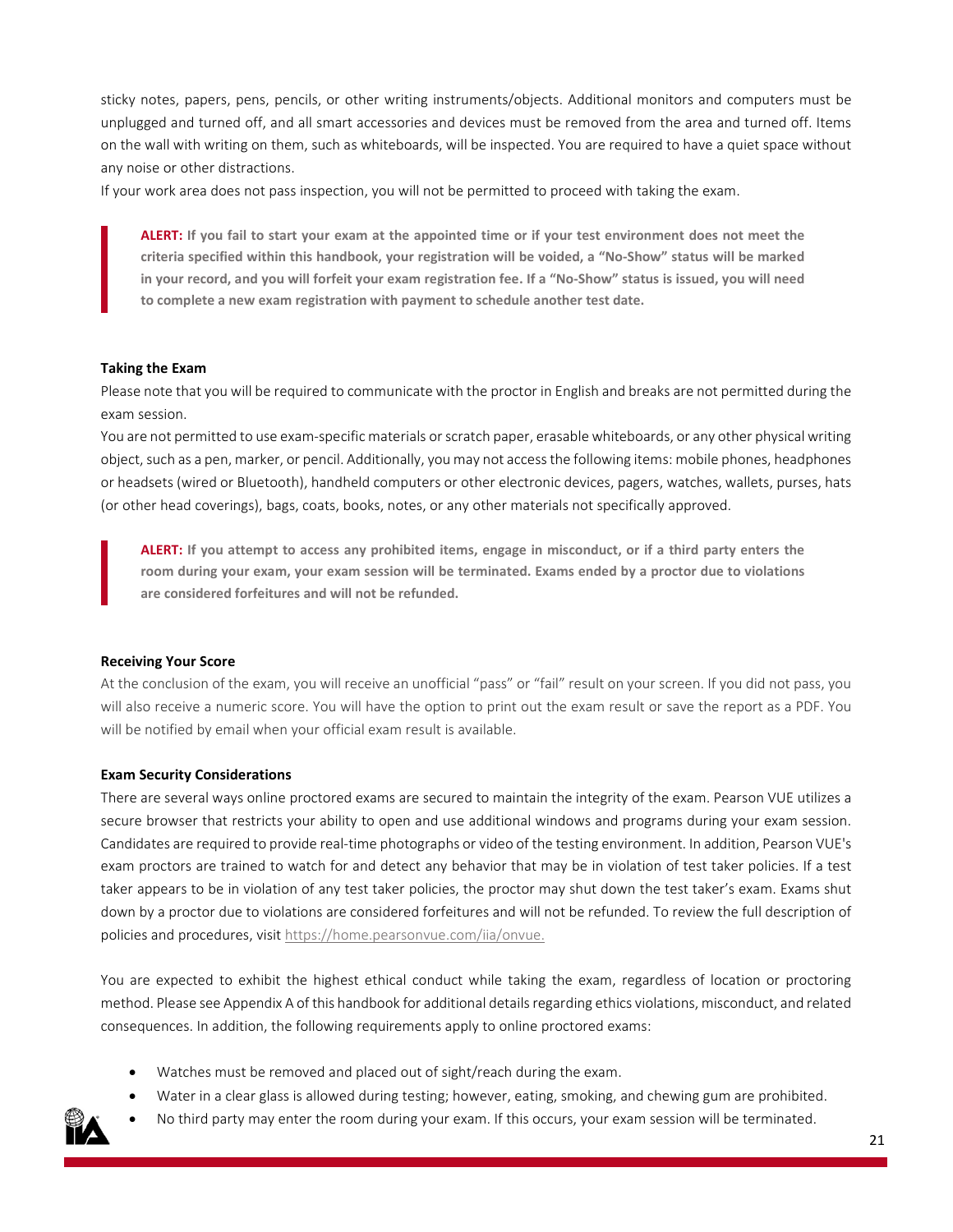sticky notes, papers, pens, pencils, or other writing instruments/objects. Additional monitors and computers must be unplugged and turned off, and all smart accessories and devices must be removed from the area and turned off. Items on the wall with writing on them, such as whiteboards, will be inspected. You are required to have a quiet space without any noise or other distractions.

If your work area does not pass inspection, you will not be permitted to proceed with taking the exam.

> **ALERT: If you fail to start your exam at the appointed time or if your test environment does not meet the criteria specified within this handbook, your registration will be voided, a "No-Show" status will be marked in your record, and you will forfeit your exam registration fee. If a "No-Show" status is issued, you will need to complete a new exam registration with payment to schedule another test date.**

**Taking the Exam**

Please note that you will be required to communicate with the proctor in English and breaks are not permitted during the exam session.

You are not permitted to use exam-specific materials or scratch paper, erasable whiteboards, or any other physical writing object, such as a pen, marker, or pencil. Additionally, you may not access the following items: mobile phones, headphones or headsets (wired or Bluetooth), handheld computers or other electronic devices, pagers, watches, wallets, purses, hats (or other head coverings), bags, coats, books, notes, or any other materials not specifically approved.

> **ALERT: If you attempt to access any prohibited items, engage in misconduct, or if a third party enters the room during your exam, your exam session will be terminated. Exams ended by a proctor due to violations are considered forfeitures and will not be refunded.**

**Receiving Your Score**

At the conclusion of the exam, you will receive an unofficial "pass" or "fail" result on your screen. If you did not pass, you will also receive a numeric score. You will have the option to print out the exam result or save the report as a PDF. You will be notified by email when your official exam result is available.

**Exam Security Considerations**

There are several ways online proctored exams are secured to maintain the integrity of the exam. Pearson VUE utilizes a secure browser that restricts your ability to open and use additional windows and programs during your exam session. Candidates are required to provide real-time photographs or video of the testing environment. In addition, Pearson VUE's exam proctors are trained to watch for and detect any behavior that may be in violation of test taker policies. If a test taker appears to be in violation of any test taker policies, the proctor may shut down the test taker's exam. Exams shut down by a proctor due to violations are considered forfeitures and will not be refunded. To review the full description of policies and procedures, visit https://home.pearsonvue.com/iia/onvue.

You are expected to exhibit the highest ethical conduct while taking the exam, regardless of location or proctoring method. Please see Appendix A of this handbook for additional details regarding ethics violations, misconduct, and related consequences. In addition, the following requirements apply to online proctored exams:

- Watches must be removed and placed out of sight/reach during the exam.
- Water in a clear glass is allowed during testing; however, eating, smoking, and chewing gum are prohibited.
- No third party may enter the room during your exam. If this occurs, your exam session will be terminated.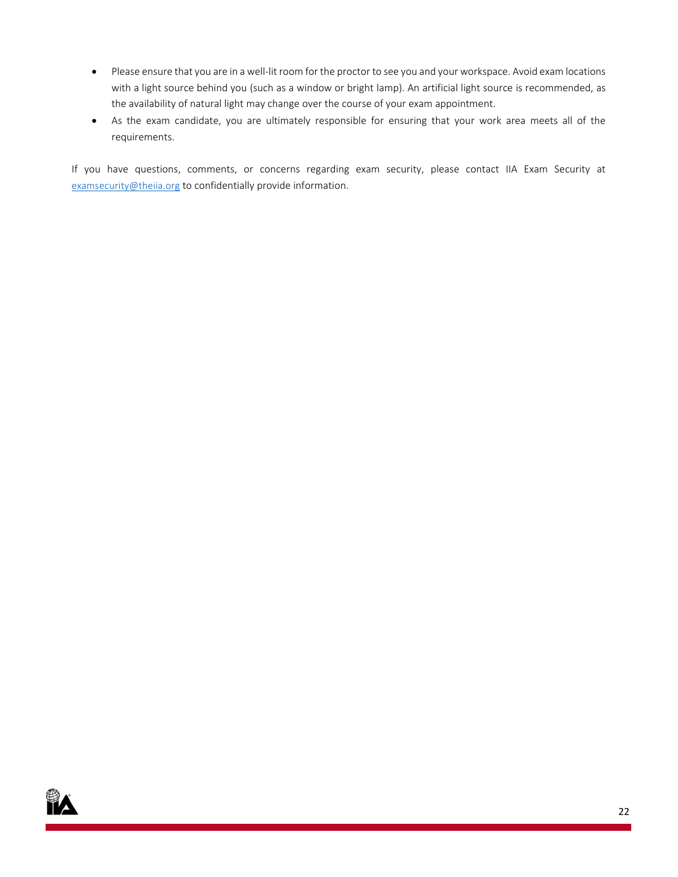- Please ensure that you are in a well-lit room for the proctor to see you and your workspace. Avoid exam locations with a light source behind you (such as a window or bright lamp). An artificial light source is recommended, as the availability of natural light may change over the course of your exam appointment.
- As the exam candidate, you are ultimately responsible for ensuring that your work area meets all of the requirements.

If you have questions, comments, or concerns regarding exam security, please contact IIA Exam Security at examsecurity@theiia.org to confidentially provide information.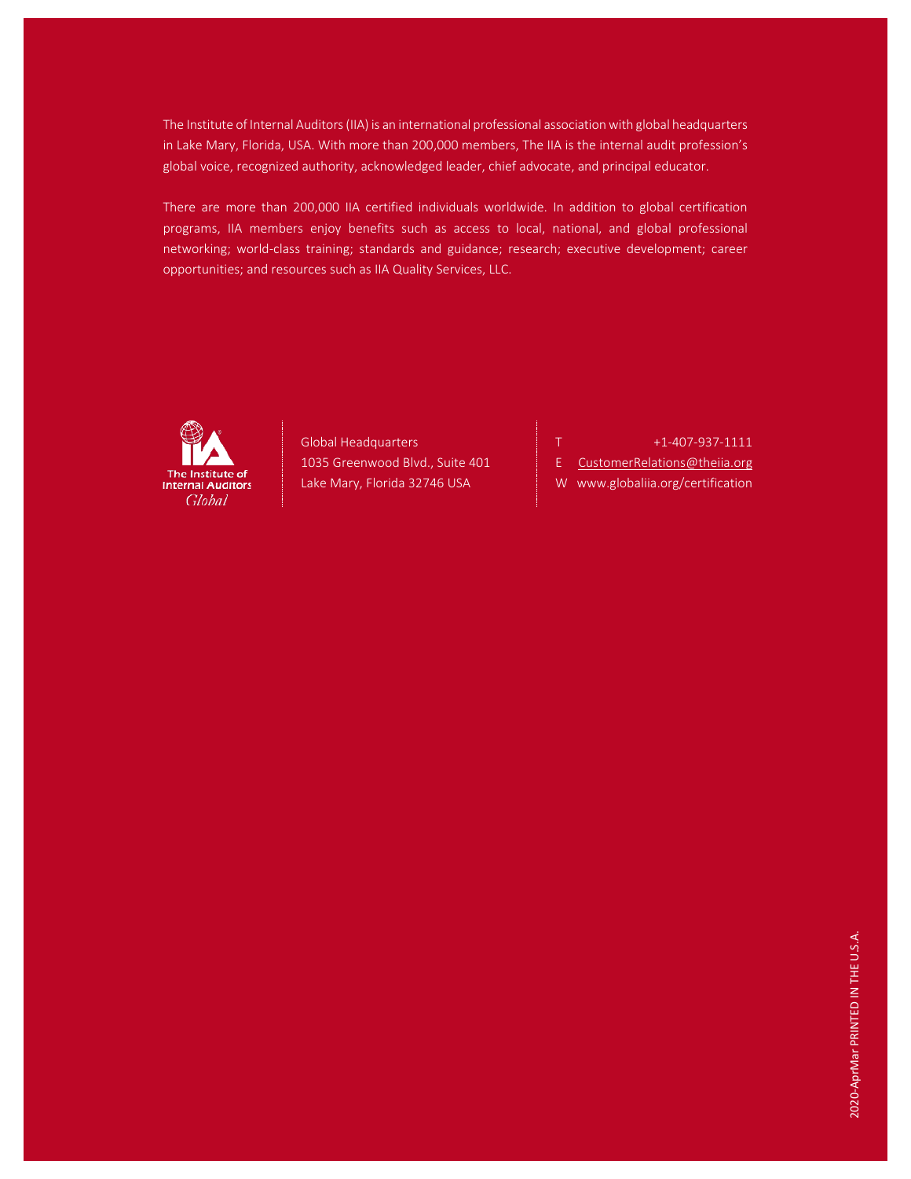The Institute of Internal Auditors (IIA) is an international professional association with global headquarters in Lake Mary, Florida, USA. With more than 200,000 members, The IIA is the internal audit profession's global voice, recognized authority, acknowledged leader, chief advocate, and principal educator.

There are more than 200,000 IIA certified individuals worldwide. In addition to global certification programs, IIA members enjoy benefits such as access to local, national, and global professional networking; world-class training; standards and guidance; research; executive development; career opportunities; and resources such as IIA Quality Services, LLC.

The Institute of Internal Auditors
Global

Global Headquarters
1035 Greenwood Blvd., Suite 401
Lake Mary, Florida 32746 USA

T +1-407-937-1111
E CustomerRelations@theiia.org
W www.globaliia.org/certification

2020-AprMar PRINTED IN THE U.S.A.